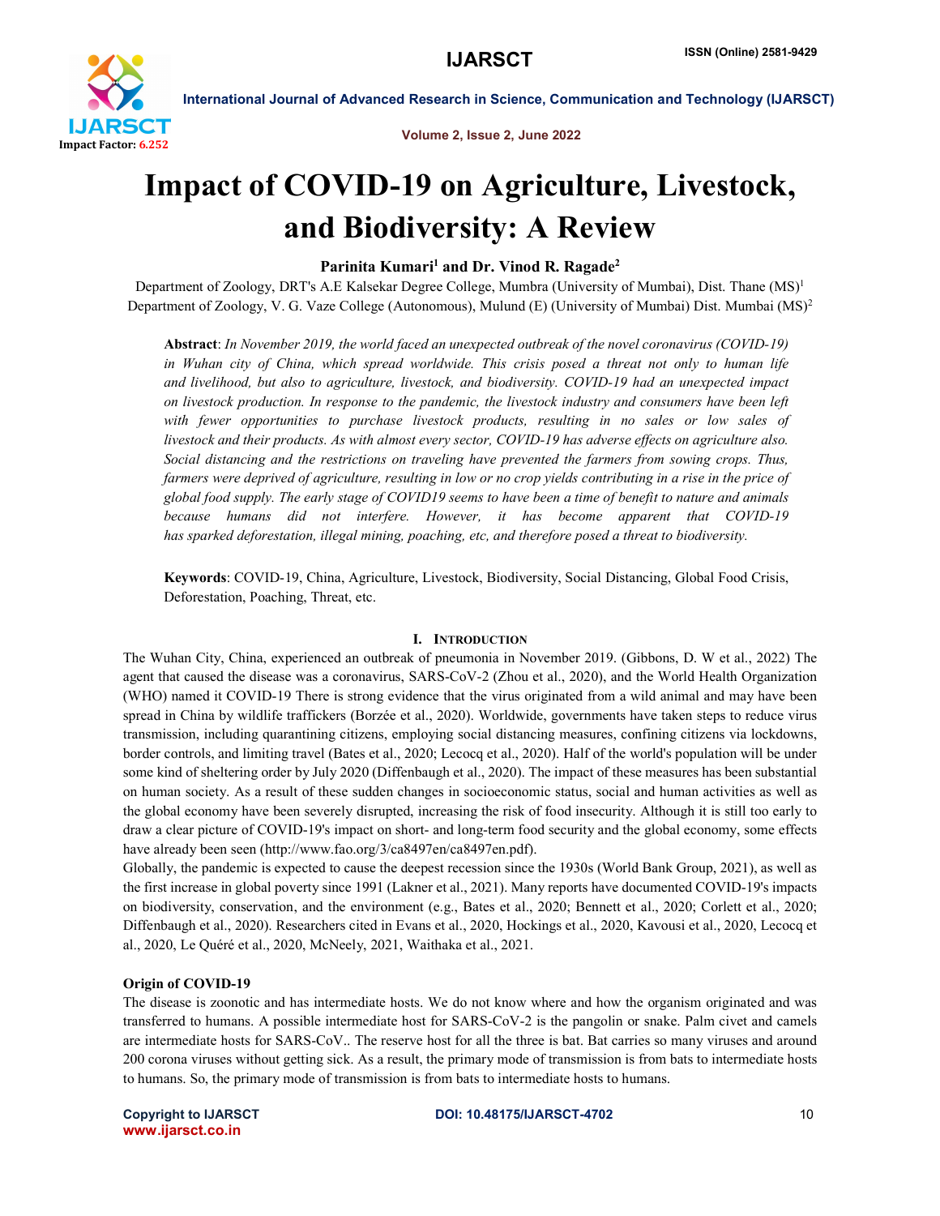# Impact of COVID-19 on Agriculture, Livestock, and Biodiversity: A Review

**Parinita Kumari[1] and Dr. Vinod R. Ragade[2]**

Department of Zoology, DRT's A.E Kalsekar Degree College, Mumbra (University of Mumbai), Dist. Thane (MS)[1]
Department of Zoology, V. G. Vaze College (Autonomous), Mulund (E) (University of Mumbai) Dist. Mumbai (MS)[2]

**Abstract**: *In November 2019, the world faced an unexpected outbreak of the novel coronavirus (COVID-19) in Wuhan city of China, which spread worldwide. This crisis posed a threat not only to human life and livelihood, but also to agriculture, livestock, and biodiversity. COVID-19 had an unexpected impact on livestock production. In response to the pandemic, the livestock industry and consumers have been left with fewer opportunities to purchase livestock products, resulting in no sales or low sales of livestock and their products. As with almost every sector, COVID-19 has adverse effects on agriculture also. Social distancing and the restrictions on traveling have prevented the farmers from sowing crops. Thus, farmers were deprived of agriculture, resulting in low or no crop yields contributing in a rise in the price of global food supply. The early stage of COVID19 seems to have been a time of benefit to nature and animals because humans did not interfere. However, it has become apparent that COVID-19 has sparked deforestation, illegal mining, poaching, etc, and therefore posed a threat to biodiversity.*

**Keywords**: COVID-19, China, Agriculture, Livestock, Biodiversity, Social Distancing, Global Food Crisis, Deforestation, Poaching, Threat, etc.

## I. Introduction

The Wuhan City, China, experienced an outbreak of pneumonia in November 2019. (Gibbons, D. W et al., 2022) The agent that caused the disease was a coronavirus, SARS-CoV-2 (Zhou et al., 2020), and the World Health Organization (WHO) named it COVID-19 There is strong evidence that the virus originated from a wild animal and may have been spread in China by wildlife traffickers (Borzée et al., 2020). Worldwide, governments have taken steps to reduce virus transmission, including quarantining citizens, employing social distancing measures, confining citizens via lockdowns, border controls, and limiting travel (Bates et al., 2020; Lecocq et al., 2020). Half of the world's population will be under some kind of sheltering order by July 2020 (Diffenbaugh et al., 2020). The impact of these measures has been substantial on human society. As a result of these sudden changes in socioeconomic status, social and human activities as well as the global economy have been severely disrupted, increasing the risk of food insecurity. Although it is still too early to draw a clear picture of COVID-19's impact on short- and long-term food security and the global economy, some effects have already been seen (http://www.fao.org/3/ca8497en/ca8497en.pdf).

Globally, the pandemic is expected to cause the deepest recession since the 1930s (World Bank Group, 2021), as well as the first increase in global poverty since 1991 (Lakner et al., 2021). Many reports have documented COVID-19's impacts on biodiversity, conservation, and the environment (e.g., Bates et al., 2020; Bennett et al., 2020; Corlett et al., 2020; Diffenbaugh et al., 2020). Researchers cited in Evans et al., 2020, Hockings et al., 2020, Kavousi et al., 2020, Lecocq et al., 2020, Le Quéré et al., 2020, McNeely, 2021, Waithaka et al., 2021.

### Origin of COVID-19

The disease is zoonotic and has intermediate hosts. We do not know where and how the organism originated and was transferred to humans. A possible intermediate host for SARS-CoV-2 is the pangolin or snake. Palm civet and camels are intermediate hosts for SARS-CoV.. The reserve host for all the three is bat. Bat carries so many viruses and around 200 corona viruses without getting sick. As a result, the primary mode of transmission is from bats to intermediate hosts to humans. So, the primary mode of transmission is from bats to intermediate hosts to humans.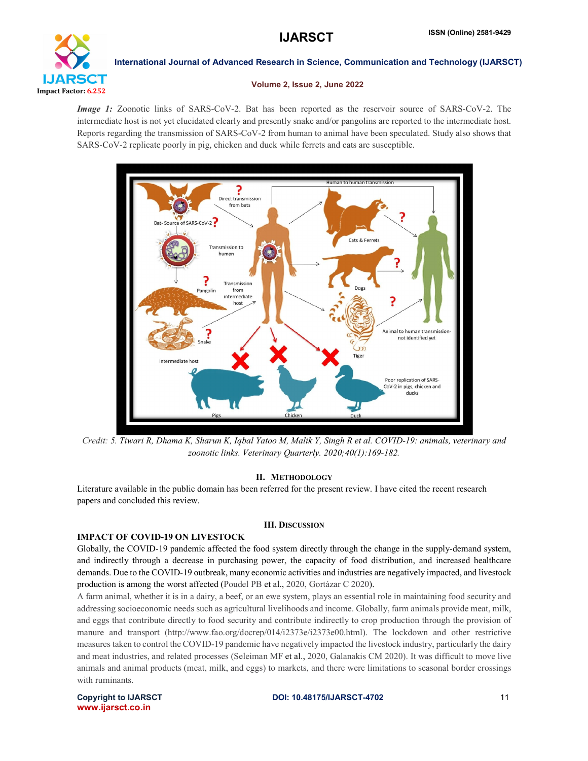***Image 1:*** Zoonotic links of SARS-CoV-2. Bat has been reported as the reservoir source of SARS-CoV-2. The intermediate host is not yet elucidated clearly and presently snake and/or pangolins are reported to the intermediate host. Reports regarding the transmission of SARS-CoV-2 from human to animal have been speculated. Study also shows that SARS-CoV-2 replicate poorly in pig, chicken and duck while ferrets and cats are susceptible.

*Credit: 5. Tiwari R, Dhama K, Sharun K, Iqbal Yatoo M, Malik Y, Singh R et al. COVID-19: animals, veterinary and zoonotic links. Veterinary Quarterly. 2020;40(1):169-182.*

## II. Methodology

Literature available in the public domain has been referred for the present review. I have cited the recent research papers and concluded this review.

## III. Discussion

### IMPACT OF COVID-19 ON LIVESTOCK

Globally, the COVID-19 pandemic affected the food system directly through the change in the supply-demand system, and indirectly through a decrease in purchasing power, the capacity of food distribution, and increased healthcare demands. Due to the COVID-19 outbreak, many economic activities and industries are negatively impacted, and livestock production is among the worst affected (Poudel PB et al., 2020, Gortázar C 2020).

A farm animal, whether it is in a dairy, a beef, or an ewe system, plays an essential role in maintaining food security and addressing socioeconomic needs such as agricultural livelihoods and income. Globally, farm animals provide meat, milk, and eggs that contribute directly to food security and contribute indirectly to crop production through the provision of manure and transport (http://www.fao.org/docrep/014/i2373e/i2373e00.html). The lockdown and other restrictive measures taken to control the COVID-19 pandemic have negatively impacted the livestock industry, particularly the dairy and meat industries, and related processes (Seleiman MF et al., 2020, Galanakis CM 2020). It was difficult to move live animals and animal products (meat, milk, and eggs) to markets, and there were limitations to seasonal border crossings with ruminants.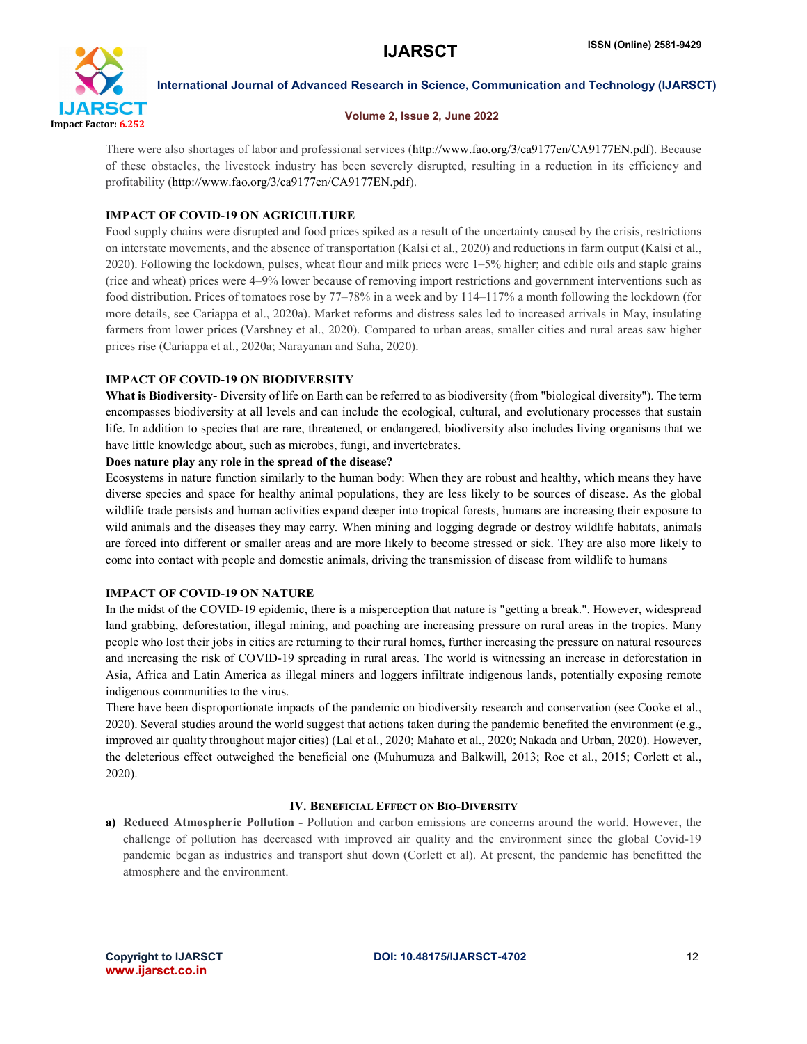There were also shortages of labor and professional services (http://www.fao.org/3/ca9177en/CA9177EN.pdf). Because of these obstacles, the livestock industry has been severely disrupted, resulting in a reduction in its efficiency and profitability (http://www.fao.org/3/ca9177en/CA9177EN.pdf).

## IMPACT OF COVID-19 ON AGRICULTURE

Food supply chains were disrupted and food prices spiked as a result of the uncertainty caused by the crisis, restrictions on interstate movements, and the absence of transportation (Kalsi et al., 2020) and reductions in farm output (Kalsi et al., 2020). Following the lockdown, pulses, wheat flour and milk prices were 1–5% higher; and edible oils and staple grains (rice and wheat) prices were 4–9% lower because of removing import restrictions and government interventions such as food distribution. Prices of tomatoes rose by 77–78% in a week and by 114–117% a month following the lockdown (for more details, see Cariappa et al., 2020a). Market reforms and distress sales led to increased arrivals in May, insulating farmers from lower prices (Varshney et al., 2020). Compared to urban areas, smaller cities and rural areas saw higher prices rise (Cariappa et al., 2020a; Narayanan and Saha, 2020).

## IMPACT OF COVID-19 ON BIODIVERSITY

**What is Biodiversity-** Diversity of life on Earth can be referred to as biodiversity (from "biological diversity"). The term encompasses biodiversity at all levels and can include the ecological, cultural, and evolutionary processes that sustain life. In addition to species that are rare, threatened, or endangered, biodiversity also includes living organisms that we have little knowledge about, such as microbes, fungi, and invertebrates.

**Does nature play any role in the spread of the disease?**

Ecosystems in nature function similarly to the human body: When they are robust and healthy, which means they have diverse species and space for healthy animal populations, they are less likely to be sources of disease. As the global wildlife trade persists and human activities expand deeper into tropical forests, humans are increasing their exposure to wild animals and the diseases they may carry. When mining and logging degrade or destroy wildlife habitats, animals are forced into different or smaller areas and are more likely to become stressed or sick. They are also more likely to come into contact with people and domestic animals, driving the transmission of disease from wildlife to humans

## IMPACT OF COVID-19 ON NATURE

In the midst of the COVID-19 epidemic, there is a misperception that nature is "getting a break.". However, widespread land grabbing, deforestation, illegal mining, and poaching are increasing pressure on rural areas in the tropics. Many people who lost their jobs in cities are returning to their rural homes, further increasing the pressure on natural resources and increasing the risk of COVID-19 spreading in rural areas. The world is witnessing an increase in deforestation in Asia, Africa and Latin America as illegal miners and loggers infiltrate indigenous lands, potentially exposing remote indigenous communities to the virus.

There have been disproportionate impacts of the pandemic on biodiversity research and conservation (see Cooke et al., 2020). Several studies around the world suggest that actions taken during the pandemic benefited the environment (e.g., improved air quality throughout major cities) (Lal et al., 2020; Mahato et al., 2020; Nakada and Urban, 2020). However, the deleterious effect outweighed the beneficial one (Muhumuza and Balkwill, 2013; Roe et al., 2015; Corlett et al., 2020).

## IV. Beneficial Effect on Bio-Diversity

a) **Reduced Atmospheric Pollution -** Pollution and carbon emissions are concerns around the world. However, the challenge of pollution has decreased with improved air quality and the environment since the global Covid-19 pandemic began as industries and transport shut down (Corlett et al). At present, the pandemic has benefitted the atmosphere and the environment.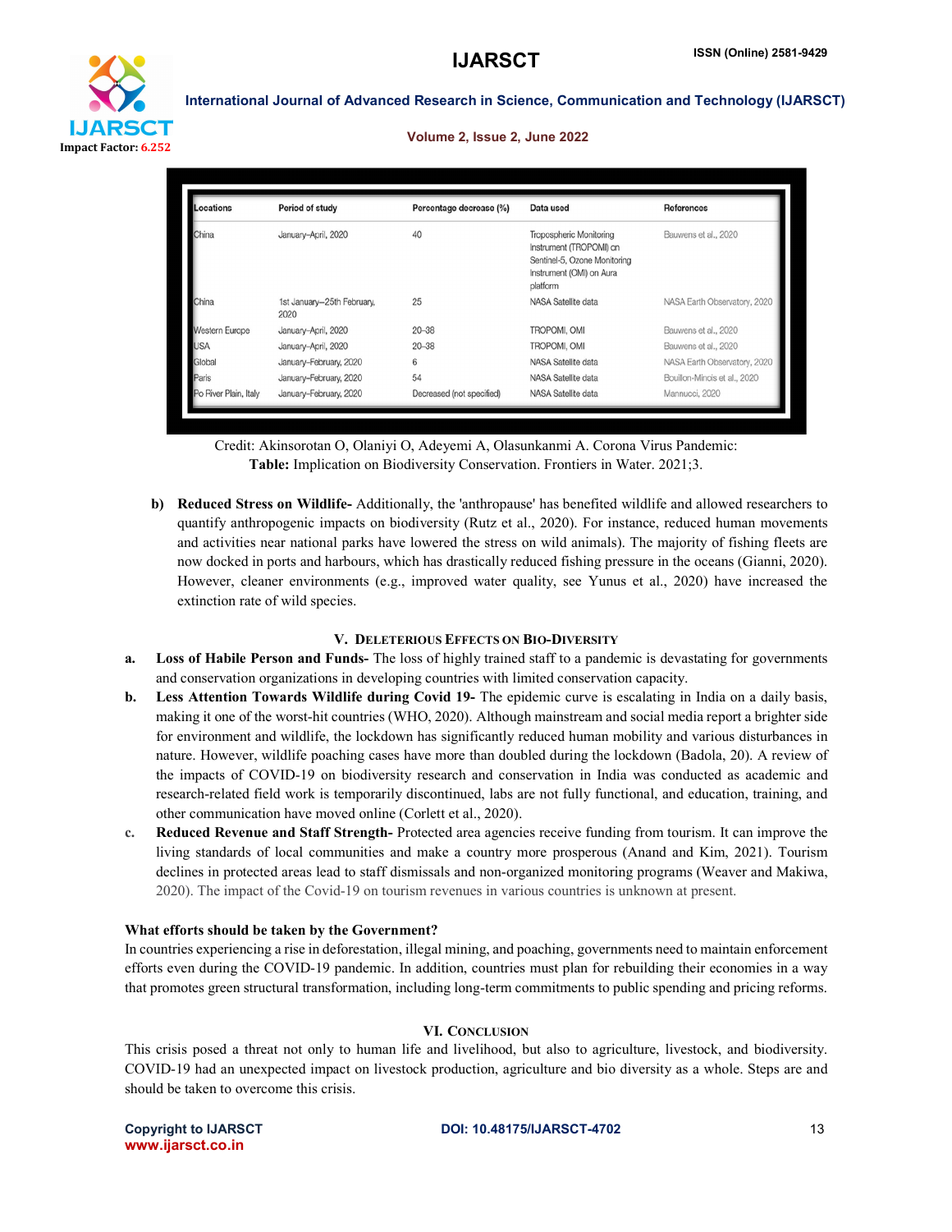| Locations | Period of study | Percentage decrease (%) | Data used | References |
|---|---|---|---|---|
| China | January–April, 2020 | 40 | Tropospheric Monitoring Instrument (TROPOMI) on Sentinel-5, Ozone Monitoring Instrument (OMI) on Aura platform | Bauwens et al., 2020 |
| China | 1st January–25th February, 2020 | 25 | NASA Satellite data | NASA Earth Observatory, 2020 |
| Western Europe | January–April, 2020 | 20–38 | TROPOMI, OMI | Bauwens et al., 2020 |
| USA | January–April, 2020 | 20–38 | TROPOMI, OMI | Bauwens et al., 2020 |
| Global | January–February, 2020 | 6 | NASA Satellite data | NASA Earth Observatory, 2020 |
| Paris | January–February, 2020 | 54 | NASA Satellite data | Bouillon-Mincis et al., 2020 |
| Po River Plain, Italy | January–February, 2020 | Decreased (not specified) | NASA Satellite data | Mannucci, 2020 |

Credit: Akinsorotan O, Olaniyi O, Adeyemi A, Olasunkanmi A. Corona Virus Pandemic:
**Table:** Implication on Biodiversity Conservation. Frontiers in Water. 2021;3.

b) **Reduced Stress on Wildlife-** Additionally, the 'anthropause' has benefited wildlife and allowed researchers to quantify anthropogenic impacts on biodiversity (Rutz et al., 2020). For instance, reduced human movements and activities near national parks have lowered the stress on wild animals). The majority of fishing fleets are now docked in ports and harbours, which has drastically reduced fishing pressure in the oceans (Gianni, 2020). However, cleaner environments (e.g., improved water quality, see Yunus et al., 2020) have increased the extinction rate of wild species.

## V. Deleterious Effects on Bio-Diversity

a. **Loss of Habile Person and Funds-** The loss of highly trained staff to a pandemic is devastating for governments and conservation organizations in developing countries with limited conservation capacity.

b. **Less Attention Towards Wildlife during Covid 19-** The epidemic curve is escalating in India on a daily basis, making it one of the worst-hit countries (WHO, 2020). Although mainstream and social media report a brighter side for environment and wildlife, the lockdown has significantly reduced human mobility and various disturbances in nature. However, wildlife poaching cases have more than doubled during the lockdown (Badola, 20). A review of the impacts of COVID-19 on biodiversity research and conservation in India was conducted as academic and research-related field work is temporarily discontinued, labs are not fully functional, and education, training, and other communication have moved online (Corlett et al., 2020).

c. **Reduced Revenue and Staff Strength-** Protected area agencies receive funding from tourism. It can improve the living standards of local communities and make a country more prosperous (Anand and Kim, 2021). Tourism declines in protected areas lead to staff dismissals and non-organized monitoring programs (Weaver and Makiwa, 2020). The impact of the Covid-19 on tourism revenues in various countries is unknown at present.

**What efforts should be taken by the Government?**

In countries experiencing a rise in deforestation, illegal mining, and poaching, governments need to maintain enforcement efforts even during the COVID-19 pandemic. In addition, countries must plan for rebuilding their economies in a way that promotes green structural transformation, including long-term commitments to public spending and pricing reforms.

## VI. Conclusion

This crisis posed a threat not only to human life and livelihood, but also to agriculture, livestock, and biodiversity. COVID-19 had an unexpected impact on livestock production, agriculture and bio diversity as a whole. Steps are and should be taken to overcome this crisis.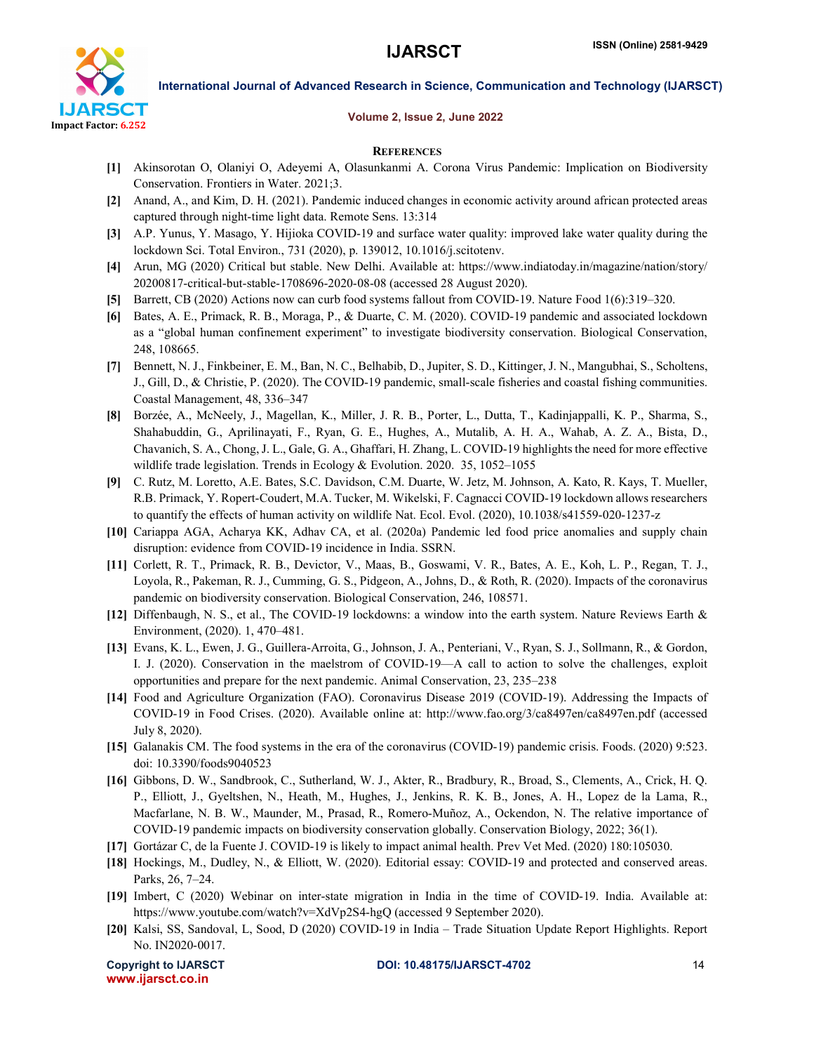## References

[1] Akinsorotan O, Olaniyi O, Adeyemi A, Olasunkanmi A. Corona Virus Pandemic: Implication on Biodiversity Conservation. Frontiers in Water. 2021;3.

[2] Anand, A., and Kim, D. H. (2021). Pandemic induced changes in economic activity around african protected areas captured through night-time light data. Remote Sens. 13:314

[3] A.P. Yunus, Y. Masago, Y. Hijioka COVID-19 and surface water quality: improved lake water quality during the lockdown Sci. Total Environ., 731 (2020), p. 139012, 10.1016/j.scitotenv.

[4] Arun, MG (2020) Critical but stable. New Delhi. Available at: https://www.indiatoday.in/magazine/nation/story/20200817-critical-but-stable-1708696-2020-08-08 (accessed 28 August 2020).

[5] Barrett, CB (2020) Actions now can curb food systems fallout from COVID-19. Nature Food 1(6):319–320.

[6] Bates, A. E., Primack, R. B., Moraga, P., & Duarte, C. M. (2020). COVID-19 pandemic and associated lockdown as a "global human confinement experiment" to investigate biodiversity conservation. Biological Conservation, 248, 108665.

[7] Bennett, N. J., Finkbeiner, E. M., Ban, N. C., Belhabib, D., Jupiter, S. D., Kittinger, J. N., Mangubhai, S., Scholtens, J., Gill, D., & Christie, P. (2020). The COVID-19 pandemic, small-scale fisheries and coastal fishing communities. Coastal Management, 48, 336–347

[8] Borzée, A., McNeely, J., Magellan, K., Miller, J. R. B., Porter, L., Dutta, T., Kadinjappalli, K. P., Sharma, S., Shahabuddin, G., Aprilinayati, F., Ryan, G. E., Hughes, A., Mutalib, A. H. A., Wahab, A. Z. A., Bista, D., Chavanich, S. A., Chong, J. L., Gale, G. A., Ghaffari, H. Zhang, L. COVID-19 highlights the need for more effective wildlife trade legislation. Trends in Ecology & Evolution. 2020. 35, 1052–1055

[9] C. Rutz, M. Loretto, A.E. Bates, S.C. Davidson, C.M. Duarte, W. Jetz, M. Johnson, A. Kato, R. Kays, T. Mueller, R.B. Primack, Y. Ropert-Coudert, M.A. Tucker, M. Wikelski, F. Cagnacci COVID-19 lockdown allows researchers to quantify the effects of human activity on wildlife Nat. Ecol. Evol. (2020), 10.1038/s41559-020-1237-z

[10] Cariappa AGA, Acharya KK, Adhav CA, et al. (2020a) Pandemic led food price anomalies and supply chain disruption: evidence from COVID-19 incidence in India. SSRN.

[11] Corlett, R. T., Primack, R. B., Devictor, V., Maas, B., Goswami, V. R., Bates, A. E., Koh, L. P., Regan, T. J., Loyola, R., Pakeman, R. J., Cumming, G. S., Pidgeon, A., Johns, D., & Roth, R. (2020). Impacts of the coronavirus pandemic on biodiversity conservation. Biological Conservation, 246, 108571.

[12] Diffenbaugh, N. S., et al., The COVID-19 lockdowns: a window into the earth system. Nature Reviews Earth & Environment, (2020). 1, 470–481.

[13] Evans, K. L., Ewen, J. G., Guillera-Arroita, G., Johnson, J. A., Penteriani, V., Ryan, S. J., Sollmann, R., & Gordon, I. J. (2020). Conservation in the maelstrom of COVID-19—A call to action to solve the challenges, exploit opportunities and prepare for the next pandemic. Animal Conservation, 23, 235–238

[14] Food and Agriculture Organization (FAO). Coronavirus Disease 2019 (COVID-19). Addressing the Impacts of COVID-19 in Food Crises. (2020). Available online at: http://www.fao.org/3/ca8497en/ca8497en.pdf (accessed July 8, 2020).

[15] Galanakis CM. The food systems in the era of the coronavirus (COVID-19) pandemic crisis. Foods. (2020) 9:523. doi: 10.3390/foods9040523

[16] Gibbons, D. W., Sandbrook, C., Sutherland, W. J., Akter, R., Bradbury, R., Broad, S., Clements, A., Crick, H. Q. P., Elliott, J., Gyeltshen, N., Heath, M., Hughes, J., Jenkins, R. K. B., Jones, A. H., Lopez de la Lama, R., Macfarlane, N. B. W., Maunder, M., Prasad, R., Romero-Muñoz, A., Ockendon, N. The relative importance of COVID-19 pandemic impacts on biodiversity conservation globally. Conservation Biology, 2022; 36(1).

[17] Gortázar C, de la Fuente J. COVID-19 is likely to impact animal health. Prev Vet Med. (2020) 180:105030.

[18] Hockings, M., Dudley, N., & Elliott, W. (2020). Editorial essay: COVID-19 and protected and conserved areas. Parks, 26, 7–24.

[19] Imbert, C (2020) Webinar on inter-state migration in India in the time of COVID-19. India. Available at: https://www.youtube.com/watch?v=XdVp2S4-hgQ (accessed 9 September 2020).

[20] Kalsi, SS, Sandoval, L, Sood, D (2020) COVID-19 in India – Trade Situation Update Report Highlights. Report No. IN2020-0017.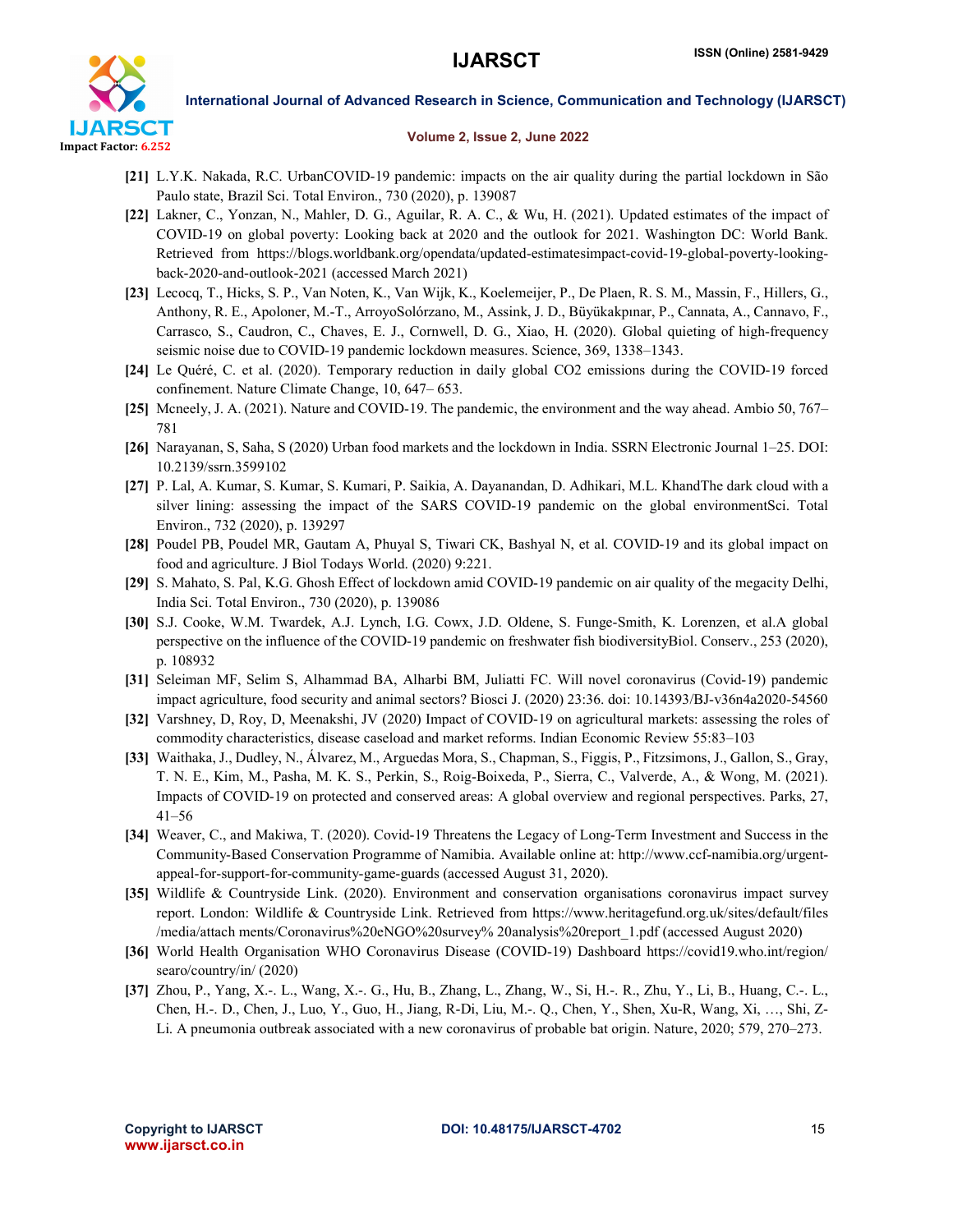**[21]** L.Y.K. Nakada, R.C. UrbanCOVID-19 pandemic: impacts on the air quality during the partial lockdown in São Paulo state, Brazil Sci. Total Environ., 730 (2020), p. 139087

**[22]** Lakner, C., Yonzan, N., Mahler, D. G., Aguilar, R. A. C., & Wu, H. (2021). Updated estimates of the impact of COVID-19 on global poverty: Looking back at 2020 and the outlook for 2021. Washington DC: World Bank. Retrieved from https://blogs.worldbank.org/opendata/updated-estimatesimpact-covid-19-global-poverty-looking-back-2020-and-outlook-2021 (accessed March 2021)

**[23]** Lecocq, T., Hicks, S. P., Van Noten, K., Van Wijk, K., Koelemeijer, P., De Plaen, R. S. M., Massin, F., Hillers, G., Anthony, R. E., Apoloner, M.-T., ArroyoSolórzano, M., Assink, J. D., Büyükakpınar, P., Cannata, A., Cannavo, F., Carrasco, S., Caudron, C., Chaves, E. J., Cornwell, D. G., Xiao, H. (2020). Global quieting of high-frequency seismic noise due to COVID-19 pandemic lockdown measures. Science, 369, 1338–1343.

**[24]** Le Quéré, C. et al. (2020). Temporary reduction in daily global CO2 emissions during the COVID-19 forced confinement. Nature Climate Change, 10, 647– 653.

**[25]** Mcneely, J. A. (2021). Nature and COVID-19. The pandemic, the environment and the way ahead. Ambio 50, 767–781

**[26]** Narayanan, S, Saha, S (2020) Urban food markets and the lockdown in India. SSRN Electronic Journal 1–25. DOI: 10.2139/ssrn.3599102

**[27]** P. Lal, A. Kumar, S. Kumar, S. Kumari, P. Saikia, A. Dayanandan, D. Adhikari, M.L. KhandThe dark cloud with a silver lining: assessing the impact of the SARS COVID-19 pandemic on the global environmentSci. Total Environ., 732 (2020), p. 139297

**[28]** Poudel PB, Poudel MR, Gautam A, Phuyal S, Tiwari CK, Bashyal N, et al. COVID-19 and its global impact on food and agriculture. J Biol Todays World. (2020) 9:221.

**[29]** S. Mahato, S. Pal, K.G. Ghosh Effect of lockdown amid COVID-19 pandemic on air quality of the megacity Delhi, India Sci. Total Environ., 730 (2020), p. 139086

**[30]** S.J. Cooke, W.M. Twardek, A.J. Lynch, I.G. Cowx, J.D. Oldene, S. Funge-Smith, K. Lorenzen, et al.A global perspective on the influence of the COVID-19 pandemic on freshwater fish biodiversityBiol. Conserv., 253 (2020), p. 108932

**[31]** Seleiman MF, Selim S, Alhammad BA, Alharbi BM, Juliatti FC. Will novel coronavirus (Covid-19) pandemic impact agriculture, food security and animal sectors? Biosci J. (2020) 23:36. doi: 10.14393/BJ-v36n4a2020-54560

**[32]** Varshney, D, Roy, D, Meenakshi, JV (2020) Impact of COVID-19 on agricultural markets: assessing the roles of commodity characteristics, disease caseload and market reforms. Indian Economic Review 55:83–103

**[33]** Waithaka, J., Dudley, N., Álvarez, M., Arguedas Mora, S., Chapman, S., Figgis, P., Fitzsimons, J., Gallon, S., Gray, T. N. E., Kim, M., Pasha, M. K. S., Perkin, S., Roig-Boixeda, P., Sierra, C., Valverde, A., & Wong, M. (2021). Impacts of COVID-19 on protected and conserved areas: A global overview and regional perspectives. Parks, 27, 41–56

**[34]** Weaver, C., and Makiwa, T. (2020). Covid-19 Threatens the Legacy of Long-Term Investment and Success in the Community-Based Conservation Programme of Namibia. Available online at: http://www.ccf-namibia.org/urgent-appeal-for-support-for-community-game-guards (accessed August 31, 2020).

**[35]** Wildlife & Countryside Link. (2020). Environment and conservation organisations coronavirus impact survey report. London: Wildlife & Countryside Link. Retrieved from https://www.heritagefund.org.uk/sites/default/files /media/attach ments/Coronavirus%20eNGO%20survey% 20analysis%20report_1.pdf (accessed August 2020)

**[36]** World Health Organisation WHO Coronavirus Disease (COVID-19) Dashboard https://covid19.who.int/region/ searo/country/in/ (2020)

**[37]** Zhou, P., Yang, X.-. L., Wang, X.-. G., Hu, B., Zhang, L., Zhang, W., Si, H.-. R., Zhu, Y., Li, B., Huang, C.-. L., Chen, H.-. D., Chen, J., Luo, Y., Guo, H., Jiang, R-Di, Liu, M.-. Q., Chen, Y., Shen, Xu-R, Wang, Xi, …, Shi, Z-Li. A pneumonia outbreak associated with a new coronavirus of probable bat origin. Nature, 2020; 579, 270–273.